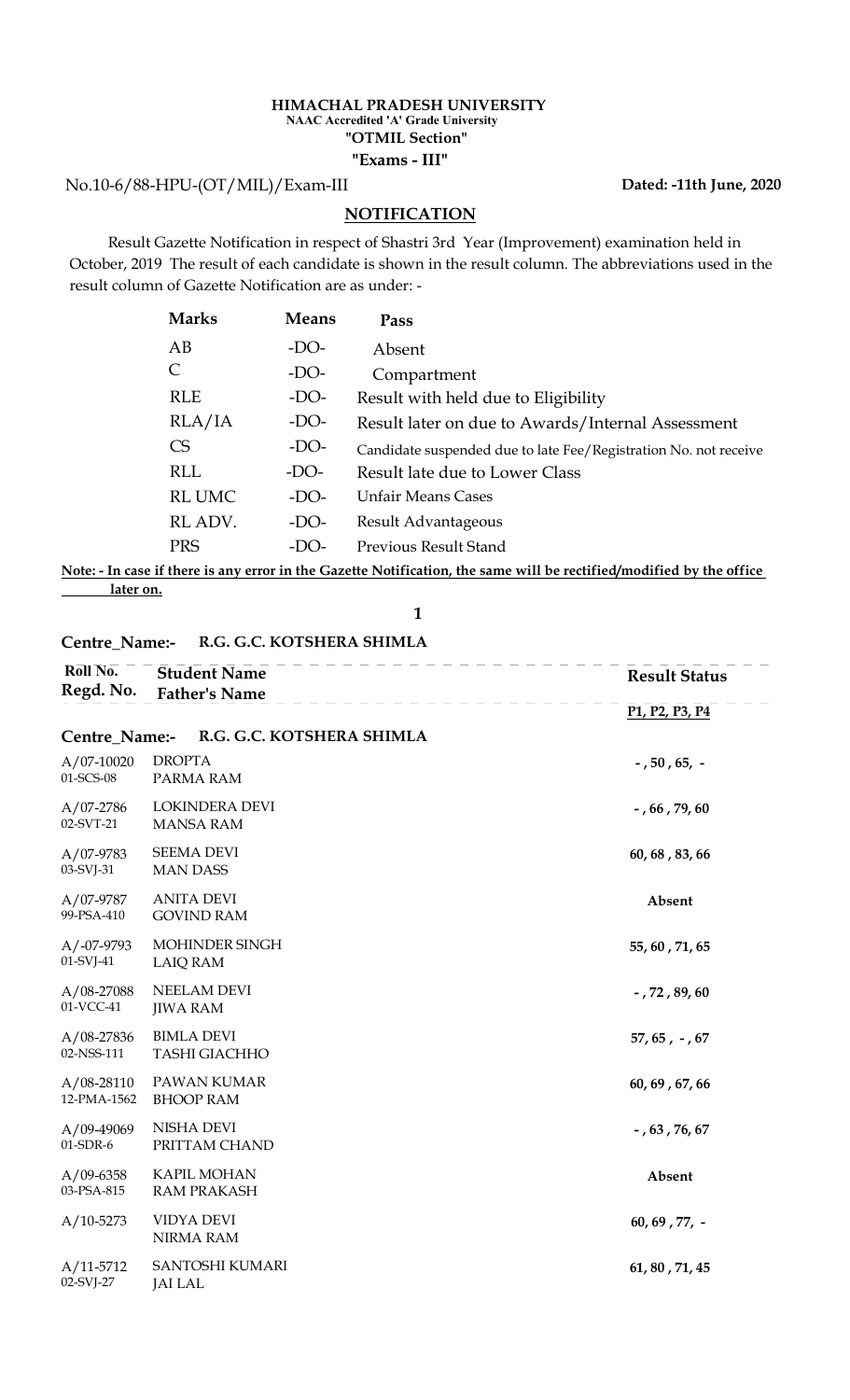**HIMACHAL PRADESH UNIVERSITY**
**NAAC Accredited 'A' Grade University**
**"OTMIL Section"**
**"Exams - III"**

No.10-6/88-HPU-(OT/MIL)/Exam-III **Dated: -11th June, 2020**

## NOTIFICATION

Result Gazette Notification in respect of Shastri 3rd Year (Improvement) examination held in October, 2019 The result of each candidate is shown in the result column. The abbreviations used in the result column of Gazette Notification are as under: -

| Marks | Means | Pass |
|---|---|---|
| AB | -DO- | Absent |
| C | -DO- | Compartment |
| RLE | -DO- | Result with held due to Eligibility |
| RLA/IA | -DO- | Result later on due to Awards/Internal Assessment |
| CS | -DO- | Candidate suspended due to late Fee/Registration No. not receive |
| RLL | -DO- | Result late due to Lower Class |
| RL UMC | -DO- | Unfair Means Cases |
| RL ADV. | -DO- | Result Advantageous |
| PRS | -DO- | Previous Result Stand |

**Note: - In case if there is any error in the Gazette Notification, the same will be rectified/modified by the office later on.**

**Centre_Name:- R.G. G.C. KOTSHERA SHIMLA**

| Roll No. / Regd. No. | Student Name / Father's Name | Result Status (P1, P2, P3, P4) |
|---|---|---|
| **Centre_Name:-** | **R.G. G.C. KOTSHERA SHIMLA** | |
| A/07-10020 / 01-SCS-08 | DROPTA / PARMA RAM | - , 50 , 65, - |
| A/07-2786 / 02-SVT-21 | LOKINDERA DEVI / MANSA RAM | - , 66 , 79, 60 |
| A/07-9783 / 03-SVJ-31 | SEEMA DEVI / MAN DASS | 60, 68 , 83, 66 |
| A/07-9787 / 99-PSA-410 | ANITA DEVI / GOVIND RAM | Absent |
| A/-07-9793 / 01-SVJ-41 | MOHINDER SINGH / LAIQ RAM | 55, 60 , 71, 65 |
| A/08-27088 / 01-VCC-41 | NEELAM DEVI / JIWA RAM | - , 72 , 89, 60 |
| A/08-27836 / 02-NSS-111 | BIMLA DEVI / TASHI GIACHHO | 57, 65 , - , 67 |
| A/08-28110 / 12-PMA-1562 | PAWAN KUMAR / BHOOP RAM | 60, 69 , 67, 66 |
| A/09-49069 / 01-SDR-6 | NISHA DEVI / PRITTAM CHAND | - , 63 , 76, 67 |
| A/09-6358 / 03-PSA-815 | KAPIL MOHAN / RAM PRAKASH | Absent |
| A/10-5273 | VIDYA DEVI / NIRMA RAM | 60, 69 , 77, - |
| A/11-5712 / 02-SVJ-27 | SANTOSHI KUMARI / JAI LAL | 61, 80 , 71, 45 |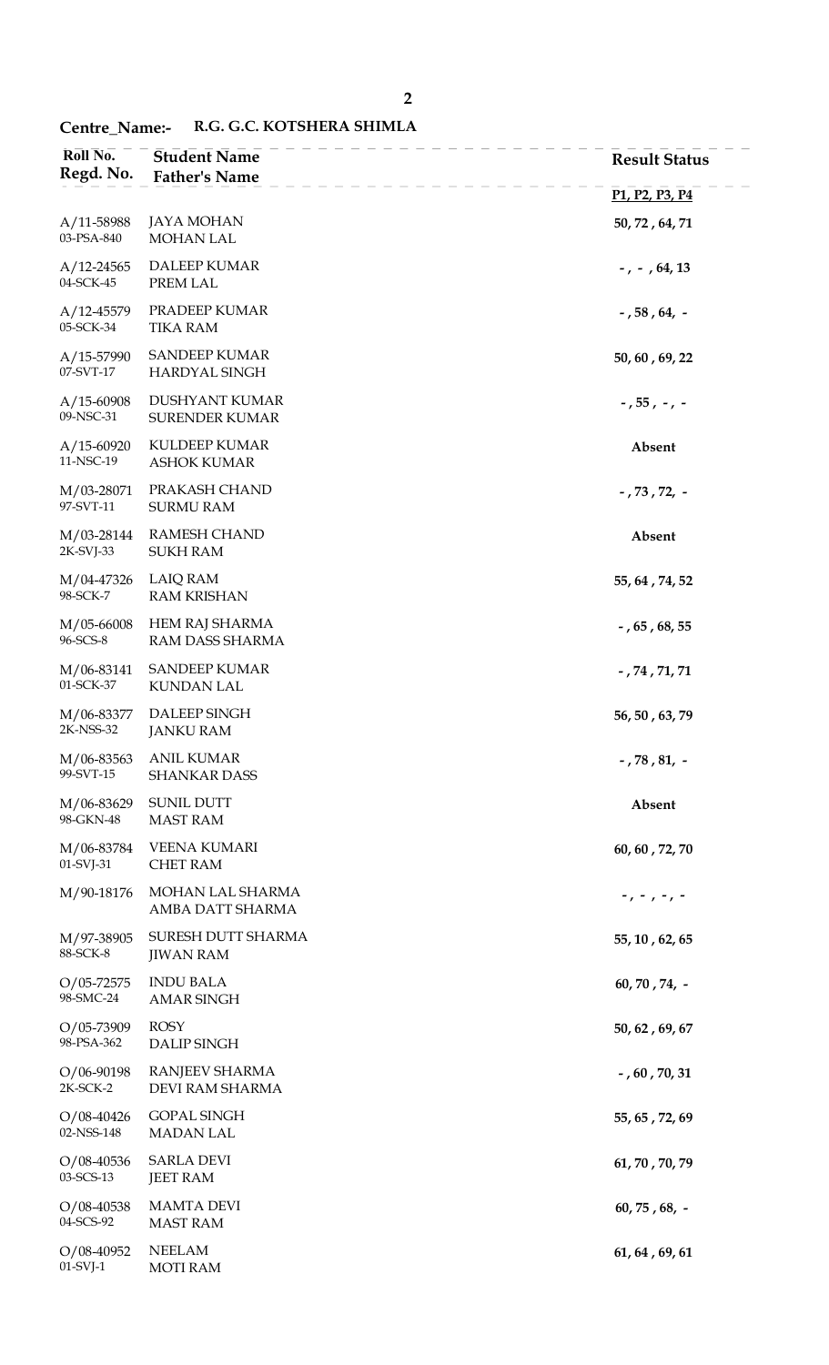**Centre_Name:- R.G. G.C. KOTSHERA SHIMLA**

| Roll No. / Regd. No. | Student Name / Father's Name | Result Status |
|---|---|---|
| | | P1, P2, P3, P4 |
| A/11-58988 03-PSA-840 | JAYA MOHAN MOHAN LAL | 50, 72 , 64, 71 |
| A/12-24565 04-SCK-45 | DALEEP KUMAR PREM LAL | - , - , 64, 13 |
| A/12-45579 05-SCK-34 | PRADEEP KUMAR TIKA RAM | - , 58 , 64, - |
| A/15-57990 07-SVT-17 | SANDEEP KUMAR HARDYAL SINGH | 50, 60 , 69, 22 |
| A/15-60908 09-NSC-31 | DUSHYANT KUMAR SURENDER KUMAR | - , 55 , - , - |
| A/15-60920 11-NSC-19 | KULDEEP KUMAR ASHOK KUMAR | Absent |
| M/03-28071 97-SVT-11 | PRAKASH CHAND SURMU RAM | - , 73 , 72, - |
| M/03-28144 2K-SVJ-33 | RAMESH CHAND SUKH RAM | Absent |
| M/04-47326 98-SCK-7 | LAIQ RAM RAM KRISHAN | 55, 64 , 74, 52 |
| M/05-66008 96-SCS-8 | HEM RAJ SHARMA RAM DASS SHARMA | - , 65 , 68, 55 |
| M/06-83141 01-SCK-37 | SANDEEP KUMAR KUNDAN LAL | - , 74 , 71, 71 |
| M/06-83377 2K-NSS-32 | DALEEP SINGH JANKU RAM | 56, 50 , 63, 79 |
| M/06-83563 99-SVT-15 | ANIL KUMAR SHANKAR DASS | - , 78 , 81, - |
| M/06-83629 98-GKN-48 | SUNIL DUTT MAST RAM | Absent |
| M/06-83784 01-SVJ-31 | VEENA KUMARI CHET RAM | 60, 60 , 72, 70 |
| M/90-18176 | MOHAN LAL SHARMA AMBA DATT SHARMA | - , - , - , - |
| M/97-38905 88-SCK-8 | SURESH DUTT SHARMA JIWAN RAM | 55, 10 , 62, 65 |
| O/05-72575 98-SMC-24 | INDU BALA AMAR SINGH | 60, 70 , 74, - |
| O/05-73909 98-PSA-362 | ROSY DALIP SINGH | 50, 62 , 69, 67 |
| O/06-90198 2K-SCK-2 | RANJEEV SHARMA DEVI RAM SHARMA | - , 60 , 70, 31 |
| O/08-40426 02-NSS-148 | GOPAL SINGH MADAN LAL | 55, 65 , 72, 69 |
| O/08-40536 03-SCS-13 | SARLA DEVI JEET RAM | 61, 70 , 70, 79 |
| O/08-40538 04-SCS-92 | MAMTA DEVI MAST RAM | 60, 75 , 68, - |
| O/08-40952 01-SVJ-1 | NEELAM MOTI RAM | 61, 64 , 69, 61 |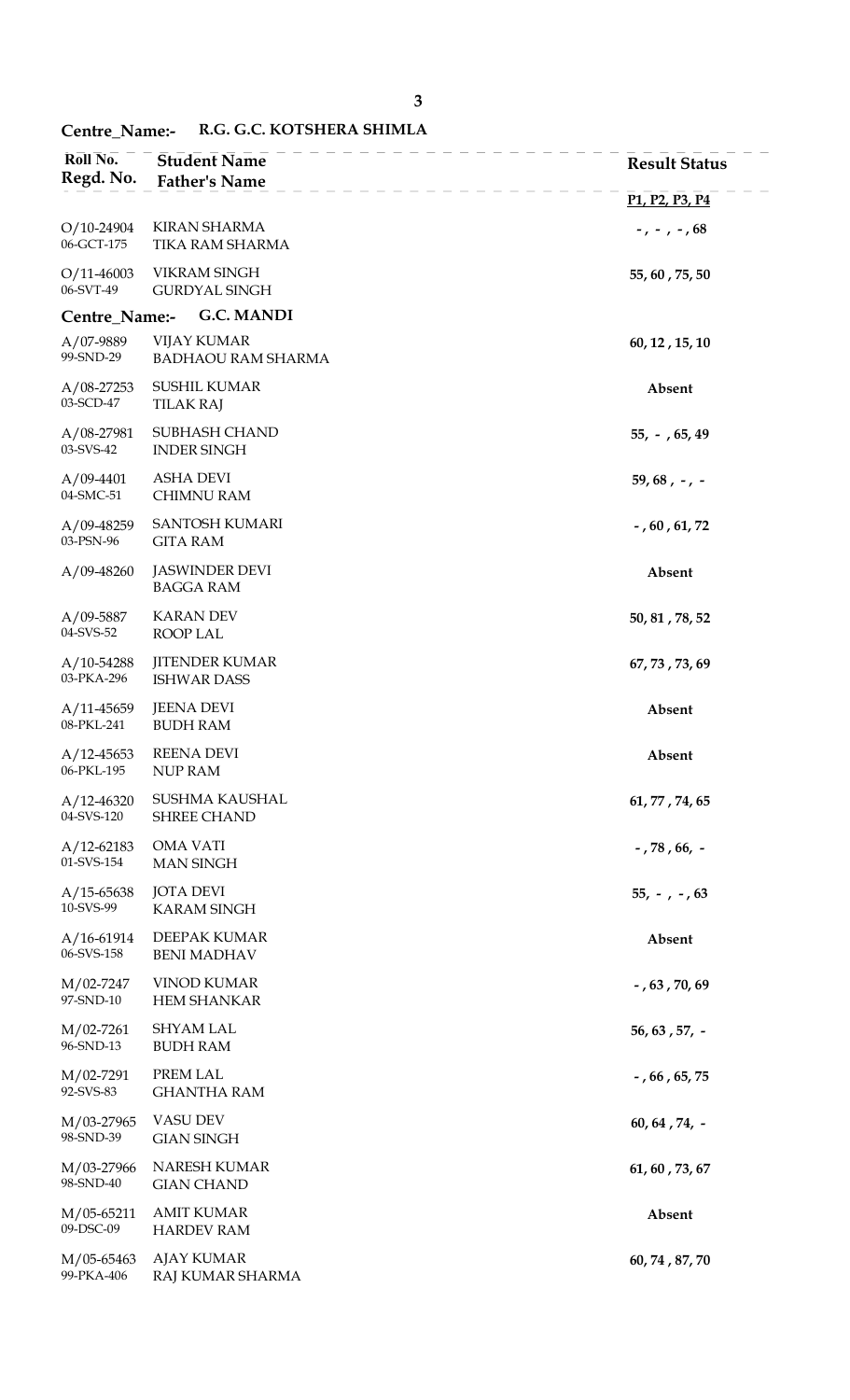**Centre_Name:- R.G. G.C. KOTSHERA SHIMLA**

| Roll No. / Regd. No. | Student Name / Father's Name | Result Status (P1, P2, P3, P4) |
|---|---|---|
| O/10-24904 / 06-GCT-175 | KIRAN SHARMA / TIKA RAM SHARMA | - , - , - , 68 |
| O/11-46003 / 06-SVT-49 | VIKRAM SINGH / GURDYAL SINGH | 55, 60 , 75, 50 |

**Centre_Name:- G.C. MANDI**

| Roll No. / Regd. No. | Student Name / Father's Name | Result Status (P1, P2, P3, P4) |
|---|---|---|
| A/07-9889 / 99-SND-29 | VIJAY KUMAR / BADHAOU RAM SHARMA | 60, 12 , 15, 10 |
| A/08-27253 / 03-SCD-47 | SUSHIL KUMAR / TILAK RAJ | Absent |
| A/08-27981 / 03-SVS-42 | SUBHASH CHAND / INDER SINGH | 55, - , 65, 49 |
| A/09-4401 / 04-SMC-51 | ASHA DEVI / CHIMNU RAM | 59, 68 , - , - |
| A/09-48259 / 03-PSN-96 | SANTOSH KUMARI / GITA RAM | - , 60 , 61, 72 |
| A/09-48260 | JASWINDER DEVI / BAGGA RAM | Absent |
| A/09-5887 / 04-SVS-52 | KARAN DEV / ROOP LAL | 50, 81 , 78, 52 |
| A/10-54288 / 03-PKA-296 | JITENDER KUMAR / ISHWAR DASS | 67, 73 , 73, 69 |
| A/11-45659 / 08-PKL-241 | JEENA DEVI / BUDH RAM | Absent |
| A/12-45653 / 06-PKL-195 | REENA DEVI / NUP RAM | Absent |
| A/12-46320 / 04-SVS-120 | SUSHMA KAUSHAL / SHREE CHAND | 61, 77 , 74, 65 |
| A/12-62183 / 01-SVS-154 | OMA VATI / MAN SINGH | - , 78 , 66, - |
| A/15-65638 / 10-SVS-99 | JOTA DEVI / KARAM SINGH | 55, - , - , 63 |
| A/16-61914 / 06-SVS-158 | DEEPAK KUMAR / BENI MADHAV | Absent |
| M/02-7247 / 97-SND-10 | VINOD KUMAR / HEM SHANKAR | - , 63 , 70, 69 |
| M/02-7261 / 96-SND-13 | SHYAM LAL / BUDH RAM | 56, 63 , 57, - |
| M/02-7291 / 92-SVS-83 | PREM LAL / GHANTHA RAM | - , 66 , 65, 75 |
| M/03-27965 / 98-SND-39 | VASU DEV / GIAN SINGH | 60, 64 , 74, - |
| M/03-27966 / 98-SND-40 | NARESH KUMAR / GIAN CHAND | 61, 60 , 73, 67 |
| M/05-65211 / 09-DSC-09 | AMIT KUMAR / HARDEV RAM | Absent |
| M/05-65463 / 99-PKA-406 | AJAY KUMAR / RAJ KUMAR SHARMA | 60, 74 , 87, 70 |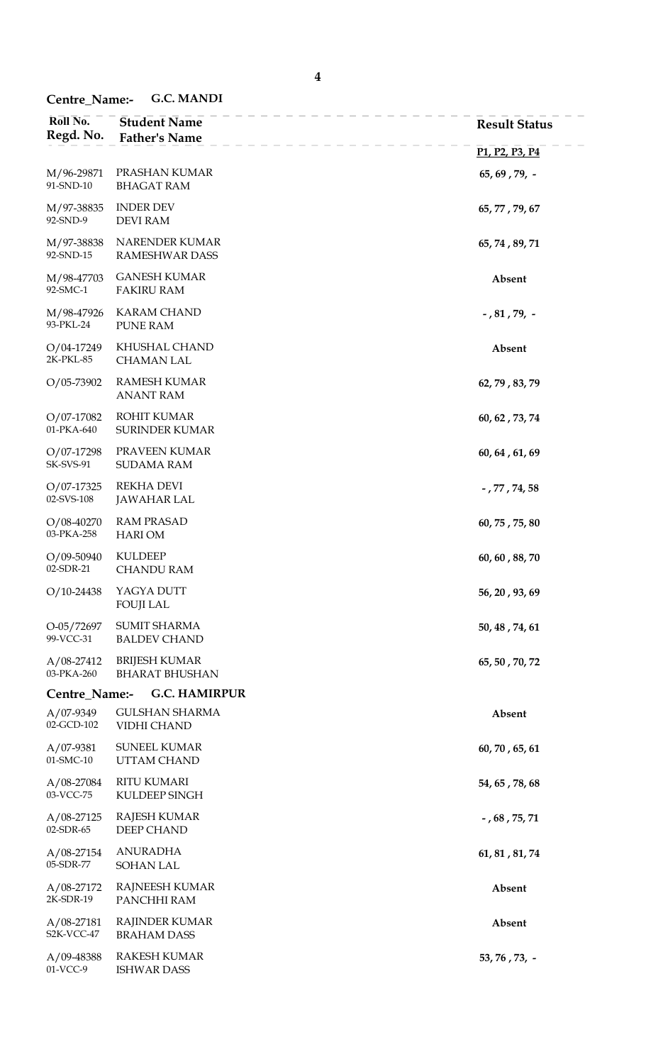**Centre_Name:- G.C. MANDI**

| Roll No. / Regd. No. | Student Name / Father's Name | Result Status (P1, P2, P3, P4) |
|---|---|---|
| M/96-29871 / 91-SND-10 | PRASHAN KUMAR / BHAGAT RAM | 65, 69 , 79, - |
| M/97-38835 / 92-SND-9 | INDER DEV / DEVI RAM | 65, 77 , 79, 67 |
| M/97-38838 / 92-SND-15 | NARENDER KUMAR / RAMESHWAR DASS | 65, 74 , 89, 71 |
| M/98-47703 / 92-SMC-1 | GANESH KUMAR / FAKIRU RAM | Absent |
| M/98-47926 / 93-PKL-24 | KARAM CHAND / PUNE RAM | - , 81 , 79, - |
| O/04-17249 / 2K-PKL-85 | KHUSHAL CHAND / CHAMAN LAL | Absent |
| O/05-73902 | RAMESH KUMAR / ANANT RAM | 62, 79 , 83, 79 |
| O/07-17082 / 01-PKA-640 | ROHIT KUMAR / SURINDER KUMAR | 60, 62 , 73, 74 |
| O/07-17298 / SK-SVS-91 | PRAVEEN KUMAR / SUDAMA RAM | 60, 64 , 61, 69 |
| O/07-17325 / 02-SVS-108 | REKHA DEVI / JAWAHAR LAL | - , 77 , 74, 58 |
| O/08-40270 / 03-PKA-258 | RAM PRASAD / HARI OM | 60, 75 , 75, 80 |
| O/09-50940 / 02-SDR-21 | KULDEEP / CHANDU RAM | 60, 60 , 88, 70 |
| O/10-24438 | YAGYA DUTT / FOUJI LAL | 56, 20 , 93, 69 |
| O-05/72697 / 99-VCC-31 | SUMIT SHARMA / BALDEV CHAND | 50, 48 , 74, 61 |
| A/08-27412 / 03-PKA-260 | BRIJESH KUMAR / BHARAT BHUSHAN | 65, 50 , 70, 72 |

**Centre_Name:- G.C. HAMIRPUR**

| Roll No. / Regd. No. | Student Name / Father's Name | Result Status (P1, P2, P3, P4) |
|---|---|---|
| A/07-9349 / 02-GCD-102 | GULSHAN SHARMA / VIDHI CHAND | Absent |
| A/07-9381 / 01-SMC-10 | SUNEEL KUMAR / UTTAM CHAND | 60, 70 , 65, 61 |
| A/08-27084 / 03-VCC-75 | RITU KUMARI / KULDEEP SINGH | 54, 65 , 78, 68 |
| A/08-27125 / 02-SDR-65 | RAJESH KUMAR / DEEP CHAND | - , 68 , 75, 71 |
| A/08-27154 / 05-SDR-77 | ANURADHA / SOHAN LAL | 61, 81 , 81, 74 |
| A/08-27172 / 2K-SDR-19 | RAJNEESH KUMAR / PANCHHI RAM | Absent |
| A/08-27181 / S2K-VCC-47 | RAJINDER KUMAR / BRAHAM DASS | Absent |
| A/09-48388 / 01-VCC-9 | RAKESH KUMAR / ISHWAR DASS | 53, 76 , 73, - |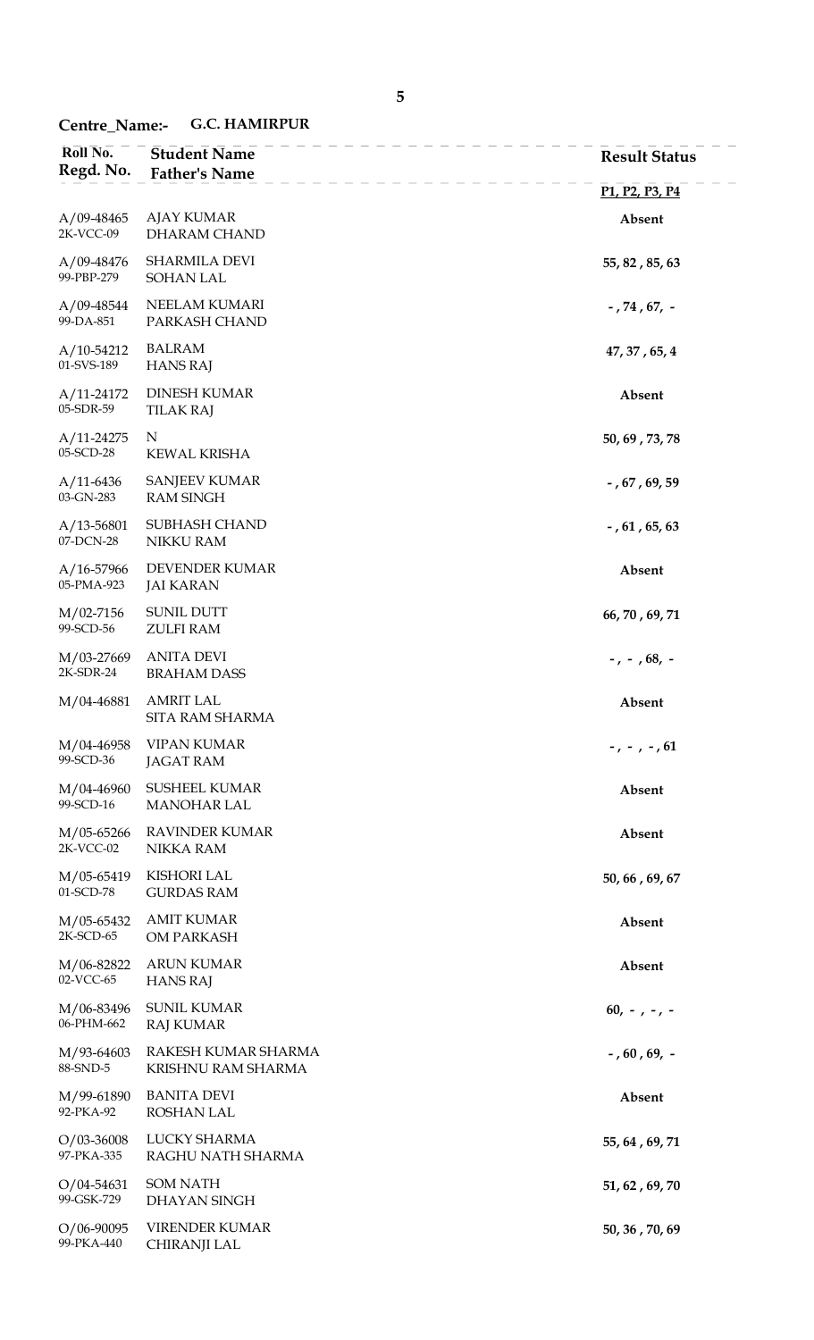**Centre_Name:- G.C. HAMIRPUR**

| Roll No. / Regd. No. | Student Name / Father's Name | Result Status (P1, P2, P3, P4) |
|---|---|---|
| A/09-48465<br>2K-VCC-09 | AJAY KUMAR<br>DHARAM CHAND | **Absent** |
| A/09-48476<br>99-PBP-279 | SHARMILA DEVI<br>SOHAN LAL | **55, 82 , 85, 63** |
| A/09-48544<br>99-DA-851 | NEELAM KUMARI<br>PARKASH CHAND | **- , 74 , 67, -** |
| A/10-54212<br>01-SVS-189 | BALRAM<br>HANS RAJ | **47, 37 , 65, 4** |
| A/11-24172<br>05-SDR-59 | DINESH KUMAR<br>TILAK RAJ | **Absent** |
| A/11-24275<br>05-SCD-28 | N<br>KEWAL KRISHA | **50, 69 , 73, 78** |
| A/11-6436<br>03-GN-283 | SANJEEV KUMAR<br>RAM SINGH | **- , 67 , 69, 59** |
| A/13-56801<br>07-DCN-28 | SUBHASH CHAND<br>NIKKU RAM | **- , 61 , 65, 63** |
| A/16-57966<br>05-PMA-923 | DEVENDER KUMAR<br>JAI KARAN | **Absent** |
| M/02-7156<br>99-SCD-56 | SUNIL DUTT<br>ZULFI RAM | **66, 70 , 69, 71** |
| M/03-27669<br>2K-SDR-24 | ANITA DEVI<br>BRAHAM DASS | **- , - , 68, -** |
| M/04-46881 | AMRIT LAL<br>SITA RAM SHARMA | **Absent** |
| M/04-46958<br>99-SCD-36 | VIPAN KUMAR<br>JAGAT RAM | **- , - , - , 61** |
| M/04-46960<br>99-SCD-16 | SUSHEEL KUMAR<br>MANOHAR LAL | **Absent** |
| M/05-65266<br>2K-VCC-02 | RAVINDER KUMAR<br>NIKKA RAM | **Absent** |
| M/05-65419<br>01-SCD-78 | KISHORI LAL<br>GURDAS RAM | **50, 66 , 69, 67** |
| M/05-65432<br>2K-SCD-65 | AMIT KUMAR<br>OM PARKASH | **Absent** |
| M/06-82822<br>02-VCC-65 | ARUN KUMAR<br>HANS RAJ | **Absent** |
| M/06-83496<br>06-PHM-662 | SUNIL KUMAR<br>RAJ KUMAR | **60, - , - , -** |
| M/93-64603<br>88-SND-5 | RAKESH KUMAR SHARMA<br>KRISHNU RAM SHARMA | **- , 60 , 69, -** |
| M/99-61890<br>92-PKA-92 | BANITA DEVI<br>ROSHAN LAL | **Absent** |
| O/03-36008<br>97-PKA-335 | LUCKY SHARMA<br>RAGHU NATH SHARMA | **55, 64 , 69, 71** |
| O/04-54631<br>99-GSK-729 | SOM NATH<br>DHAYAN SINGH | **51, 62 , 69, 70** |
| O/06-90095<br>99-PKA-440 | VIRENDER KUMAR<br>CHIRANJI LAL | **50, 36 , 70, 69** |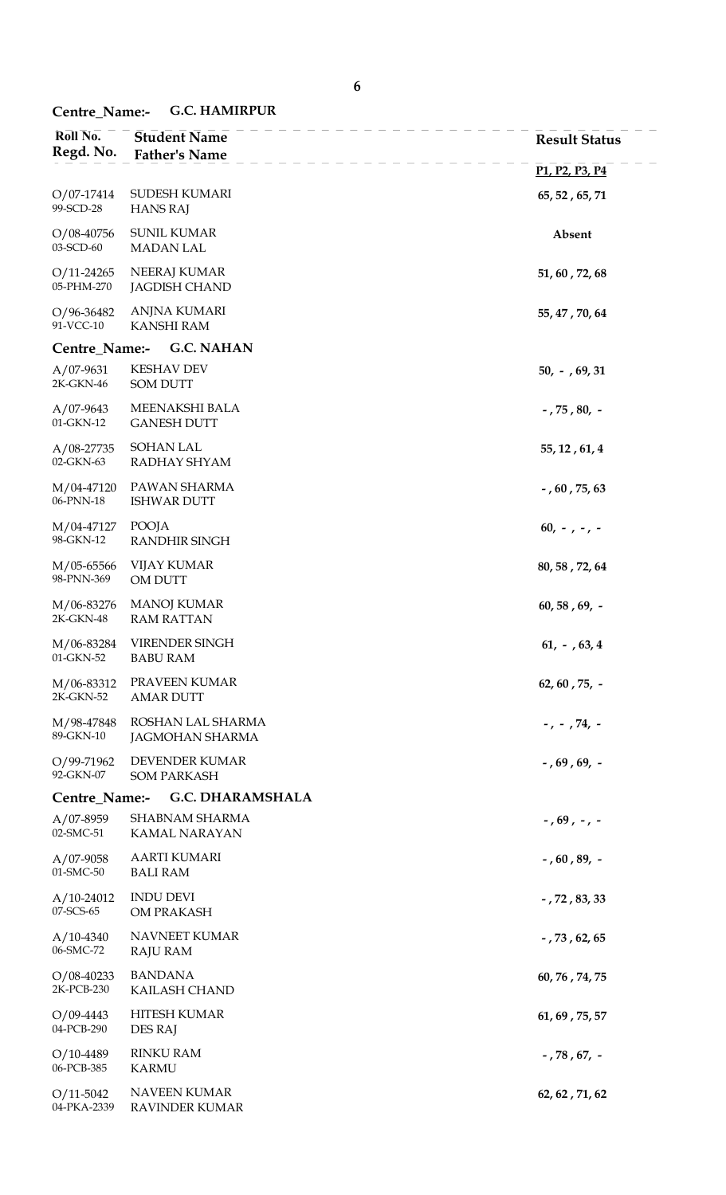Centre_Name:- **G.C. HAMIRPUR**

| Roll No. / Regd. No. | Student Name / Father's Name | Result Status P1, P2, P3, P4 |
|---|---|---|
| O/07-17414 99-SCD-28 | SUDESH KUMARI HANS RAJ | 65, 52 , 65, 71 |
| O/08-40756 03-SCD-60 | SUNIL KUMAR MADAN LAL | Absent |
| O/11-24265 05-PHM-270 | NEERAJ KUMAR JAGDISH CHAND | 51, 60 , 72, 68 |
| O/96-36482 91-VCC-10 | ANJNA KUMARI KANSHI RAM | 55, 47 , 70, 64 |

Centre_Name:- **G.C. NAHAN**

| Roll No. / Regd. No. | Student Name / Father's Name | Result Status P1, P2, P3, P4 |
|---|---|---|
| A/07-9631 2K-GKN-46 | KESHAV DEV SOM DUTT | 50, - , 69, 31 |
| A/07-9643 01-GKN-12 | MEENAKSHI BALA GANESH DUTT | - , 75 , 80, - |
| A/08-27735 02-GKN-63 | SOHAN LAL RADHAY SHYAM | 55, 12 , 61, 4 |
| M/04-47120 06-PNN-18 | PAWAN SHARMA ISHWAR DUTT | - , 60 , 75, 63 |
| M/04-47127 98-GKN-12 | POOJA RANDHIR SINGH | 60, - , - , - |
| M/05-65566 98-PNN-369 | VIJAY KUMAR OM DUTT | 80, 58 , 72, 64 |
| M/06-83276 2K-GKN-48 | MANOJ KUMAR RAM RATTAN | 60, 58 , 69, - |
| M/06-83284 01-GKN-52 | VIRENDER SINGH BABU RAM | 61, - , 63, 4 |
| M/06-83312 2K-GKN-52 | PRAVEEN KUMAR AMAR DUTT | 62, 60 , 75, - |
| M/98-47848 89-GKN-10 | ROSHAN LAL SHARMA JAGMOHAN SHARMA | - , - , 74, - |
| O/99-71962 92-GKN-07 | DEVENDER KUMAR SOM PARKASH | - , 69 , 69, - |

Centre_Name:- **G.C. DHARAMSHALA**

| Roll No. / Regd. No. | Student Name / Father's Name | Result Status P1, P2, P3, P4 |
|---|---|---|
| A/07-8959 02-SMC-51 | SHABNAM SHARMA KAMAL NARAYAN | - , 69 , - , - |
| A/07-9058 01-SMC-50 | AARTI KUMARI BALI RAM | - , 60 , 89, - |
| A/10-24012 07-SCS-65 | INDU DEVI OM PRAKASH | - , 72 , 83, 33 |
| A/10-4340 06-SMC-72 | NAVNEET KUMAR RAJU RAM | - , 73 , 62, 65 |
| O/08-40233 2K-PCB-230 | BANDANA KAILASH CHAND | 60, 76 , 74, 75 |
| O/09-4443 04-PCB-290 | HITESH KUMAR DES RAJ | 61, 69 , 75, 57 |
| O/10-4489 06-PCB-385 | RINKU RAM KARMU | - , 78 , 67, - |
| O/11-5042 04-PKA-2339 | NAVEEN KUMAR RAVINDER KUMAR | 62, 62 , 71, 62 |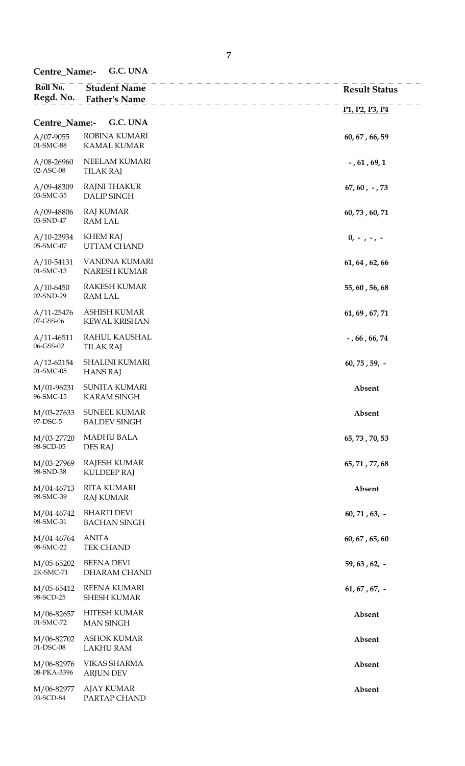**Centre_Name:- G.C. UNA**

| Roll No. / Regd. No. | Student Name / Father's Name | Result Status (P1, P2, P3, P4) |
|---|---|---|
| **Centre_Name:- G.C. UNA** | | |
| A/07-9055 01-SMC-88 | ROBINA KUMARI KAMAL KUMAR | 60, 67 , 66, 59 |
| A/08-26960 02-ASC-08 | NEELAM KUMARI TILAK RAJ | - , 61 , 69, 1 |
| A/09-48309 03-SMC-35 | RAJNI THAKUR DALIP SINGH | 67, 60 , - , 73 |
| A/09-48806 03-SND-47 | RAJ KUMAR RAM LAL | 60, 73 , 60, 71 |
| A/10-23934 05-SMC-07 | KHEM RAJ UTTAM CHAND | 0, - , - , - |
| A/10-54131 01-SMC-13 | VANDNA KUMARI NARESH KUMAR | 61, 64 , 62, 66 |
| A/10-6450 02-SND-29 | RAKESH KUMAR RAM LAL | 55, 60 , 56, 68 |
| A/11-25476 07-GSS-06 | ASHISH KUMAR KEWAL KRISHAN | 61, 69 , 67, 71 |
| A/11-46511 06-GSS-02 | RAHUL KAUSHAL TILAK RAJ | - , 66 , 66, 74 |
| A/12-62154 01-SMC-05 | SHALINI KUMARI HANS RAJ | 60, 75 , 59, - |
| M/01-96231 96-SMC-15 | SUNITA KUMARI KARAM SINGH | Absent |
| M/03-27633 97-DSC-5 | SUNEEL KUMAR BALDEV SINGH | Absent |
| M/03-27720 98-SCD-05 | MADHU BALA DES RAJ | 65, 73 , 70, 53 |
| M/03-27969 98-SND-38 | RAJESH KUMAR KULDEEP RAJ | 65, 71 , 77, 68 |
| M/04-46713 98-SMC-39 | RITA KUMARI RAJ KUMAR | Absent |
| M/04-46742 98-SMC-31 | BHARTI DEVI BACHAN SINGH | 60, 71 , 63, - |
| M/04-46764 98-SMC-22 | ANITA TEK CHAND | 60, 67 , 65, 60 |
| M/05-65202 2K-SMC-71 | BEENA DEVI DHARAM CHAND | 59, 63 , 62, - |
| M/05-65412 98-SCD-25 | REENA KUMARI SHESH KUMAR | 61, 67 , 67, - |
| M/06-82657 01-SMC-72 | HITESH KUMAR MAN SINGH | Absent |
| M/06-82702 01-DSC-08 | ASHOK KUMAR LAKHU RAM | Absent |
| M/06-82976 08-PKA-3396 | VIKAS SHARMA ARJUN DEV | Absent |
| M/06-82977 03-SCD-84 | AJAY KUMAR PARTAP CHAND | Absent |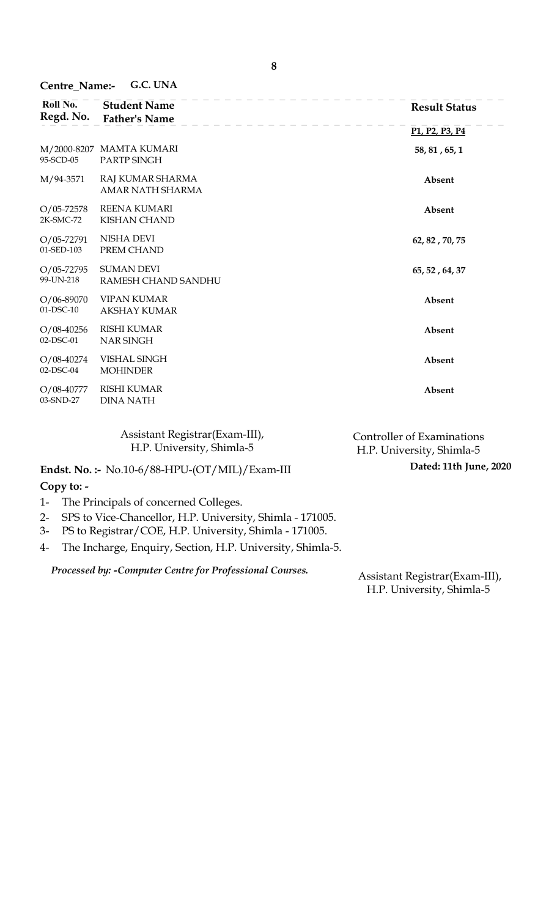**Centre_Name:- G.C. UNA**

| Roll No. / Regd. No. | Student Name / Father's Name | Result Status |
|---|---|---|
| | | P1, P2, P3, P4 |
| M/2000-8207 / 95-SCD-05 | MAMTA KUMARI / PARTP SINGH | 58, 81 , 65, 1 |
| M/94-3571 | RAJ KUMAR SHARMA / AMAR NATH SHARMA | Absent |
| O/05-72578 / 2K-SMC-72 | REENA KUMARI / KISHAN CHAND | Absent |
| O/05-72791 / 01-SED-103 | NISHA DEVI / PREM CHAND | 62, 82 , 70, 75 |
| O/05-72795 / 99-UN-218 | SUMAN DEVI / RAMESH CHAND SANDHU | 65, 52 , 64, 37 |
| O/06-89070 / 01-DSC-10 | VIPAN KUMAR / AKSHAY KUMAR | Absent |
| O/08-40256 / 02-DSC-01 | RISHI KUMAR / NAR SINGH | Absent |
| O/08-40274 / 02-DSC-04 | VISHAL SINGH / MOHINDER | Absent |
| O/08-40777 / 03-SND-27 | RISHI KUMAR / DINA NATH | Absent |

Assistant Registrar(Exam-III),
H.P. University, Shimla-5

Controller of Examinations
H.P. University, Shimla-5

**Endst. No. :-** No.10-6/88-HPU-(OT/MIL)/Exam-III

**Dated: 11th June, 2020**

**Copy to: -**

1- The Principals of concerned Colleges.
2- SPS to Vice-Chancellor, H.P. University, Shimla - 171005.
3- PS to Registrar/COE, H.P. University, Shimla - 171005.
4- The Incharge, Enquiry, Section, H.P. University, Shimla-5.

***Processed by: -Computer Centre for Professional Courses.***

Assistant Registrar(Exam-III),
H.P. University, Shimla-5